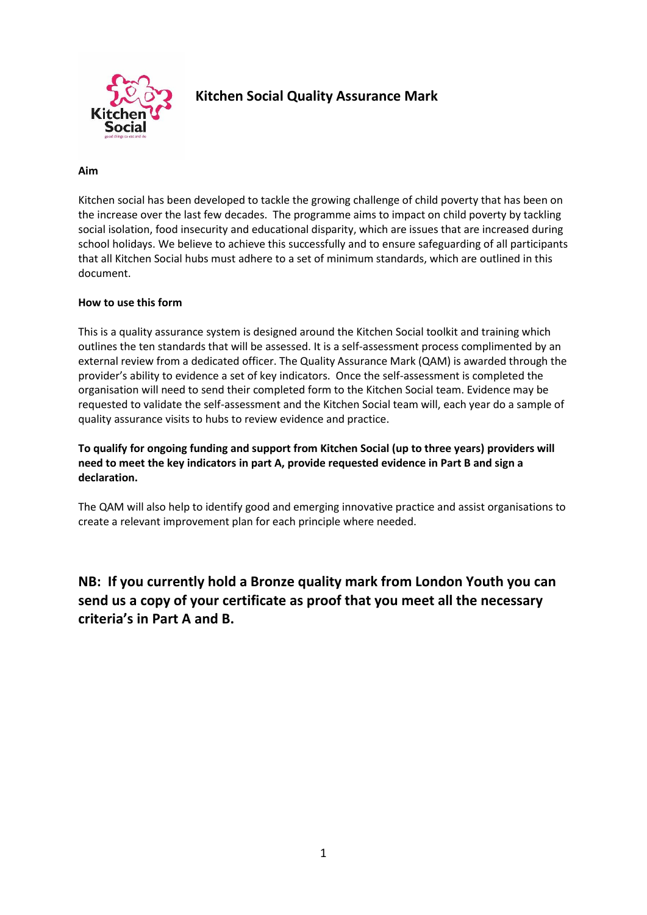# Kitchen Social Quality Assurance Mark

**Aim**

Kitchen social has been developed to tackle the growing challenge of child poverty that has been on the increase over the last few decades. The programme aims to impact on child poverty by tackling social isolation, food insecurity and educational disparity, which are issues that are increased during school holidays. We believe to achieve this successfully and to ensure safeguarding of all participants that all Kitchen Social hubs must adhere to a set of minimum standards, which are outlined in this document.

**How to use this form**

This is a quality assurance system is designed around the Kitchen Social toolkit and training which outlines the ten standards that will be assessed. It is a self-assessment process complimented by an external review from a dedicated officer. The Quality Assurance Mark (QAM) is awarded through the provider's ability to evidence a set of key indicators. Once the self-assessment is completed the organisation will need to send their completed form to the Kitchen Social team. Evidence may be requested to validate the self-assessment and the Kitchen Social team will, each year do a sample of quality assurance visits to hubs to review evidence and practice.

**To qualify for ongoing funding and support from Kitchen Social (up to three years) providers will need to meet the key indicators in part A, provide requested evidence in Part B and sign a declaration.**

The QAM will also help to identify good and emerging innovative practice and assist organisations to create a relevant improvement plan for each principle where needed.

**NB: If you currently hold a Bronze quality mark from London Youth you can send us a copy of your certificate as proof that you meet all the necessary criteria's in Part A and B.**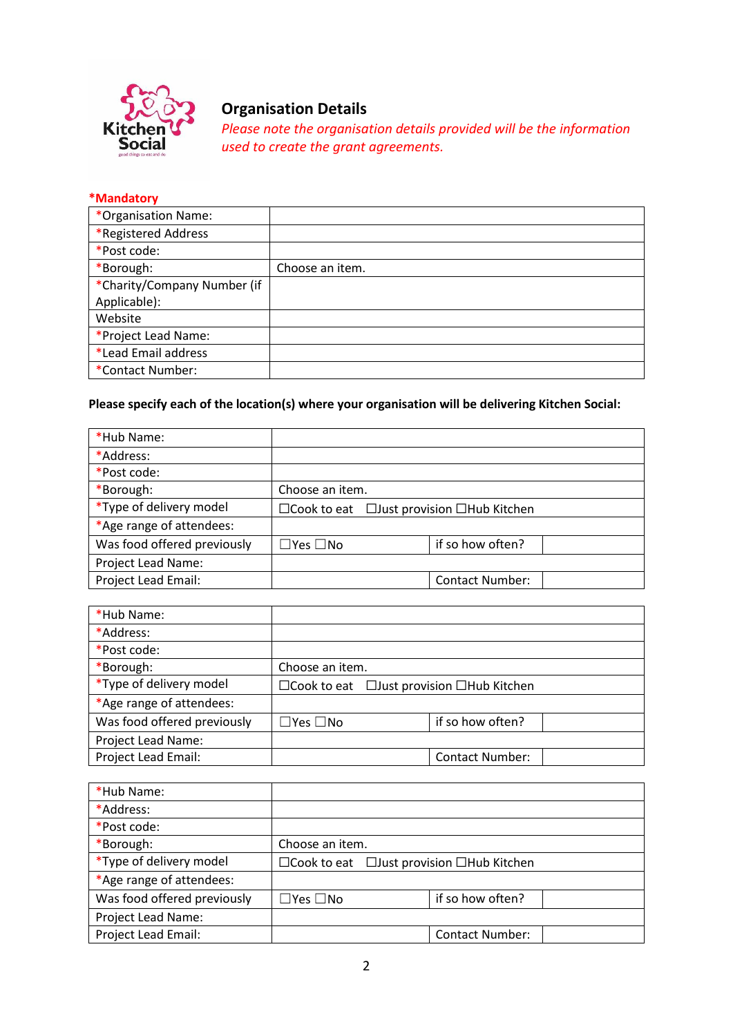## Organisation Details

*Please note the organisation details provided will be the information used to create the grant agreements.*

***Mandatory**

| *Organisation Name: | |
|---|---|
| *Registered Address | |
| *Post code: | |
| *Borough: | Choose an item. |
| *Charity/Company Number (if Applicable): | |
| Website | |
| *Project Lead Name: | |
| *Lead Email address | |
| *Contact Number: | |

**Please specify each of the location(s) where your organisation will be delivering Kitchen Social:**

| *Hub Name: | | | |
|---|---|---|---|
| *Address: | | | |
| *Post code: | | | |
| *Borough: | Choose an item. | | |
| *Type of delivery model | ☐Cook to eat ☐Just provision ☐Hub Kitchen | | |
| *Age range of attendees: | | | |
| Was food offered previously | ☐Yes ☐No | if so how often? | |
| Project Lead Name: | | | |
| Project Lead Email: | | Contact Number: | |

| *Hub Name: | | | |
|---|---|---|---|
| *Address: | | | |
| *Post code: | | | |
| *Borough: | Choose an item. | | |
| *Type of delivery model | ☐Cook to eat ☐Just provision ☐Hub Kitchen | | |
| *Age range of attendees: | | | |
| Was food offered previously | ☐Yes ☐No | if so how often? | |
| Project Lead Name: | | | |
| Project Lead Email: | | Contact Number: | |

| *Hub Name: | | | |
|---|---|---|---|
| *Address: | | | |
| *Post code: | | | |
| *Borough: | Choose an item. | | |
| *Type of delivery model | ☐Cook to eat ☐Just provision ☐Hub Kitchen | | |
| *Age range of attendees: | | | |
| Was food offered previously | ☐Yes ☐No | if so how often? | |
| Project Lead Name: | | | |
| Project Lead Email: | | Contact Number: | |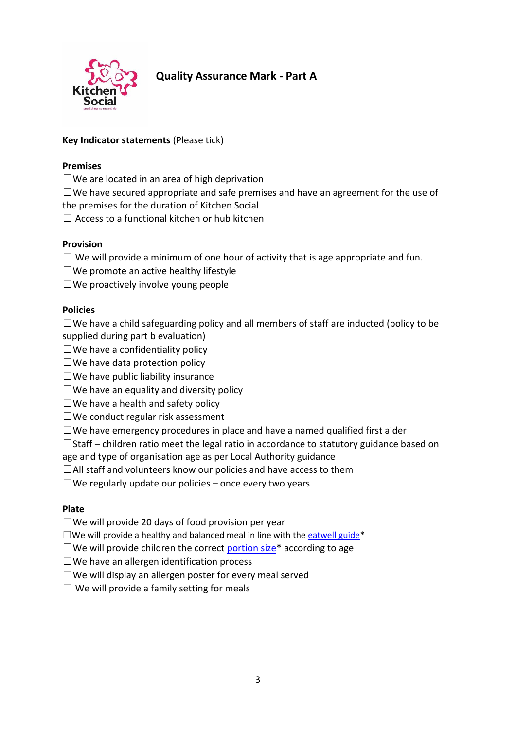# Quality Assurance Mark - Part A

**Key Indicator statements** (Please tick)

**Premises**

☐We are located in an area of high deprivation
☐We have secured appropriate and safe premises and have an agreement for the use of the premises for the duration of Kitchen Social
☐ Access to a functional kitchen or hub kitchen

**Provision**

☐ We will provide a minimum of one hour of activity that is age appropriate and fun.
☐We promote an active healthy lifestyle
☐We proactively involve young people

**Policies**

☐We have a child safeguarding policy and all members of staff are inducted (policy to be supplied during part b evaluation)
☐We have a confidentiality policy
☐We have data protection policy
☐We have public liability insurance
☐We have an equality and diversity policy
☐We have a health and safety policy
☐We conduct regular risk assessment
☐We have emergency procedures in place and have a named qualified first aider
☐Staff – children ratio meet the legal ratio in accordance to statutory guidance based on age and type of organisation age as per Local Authority guidance
☐All staff and volunteers know our policies and have access to them
☐We regularly update our policies – once every two years

**Plate**

☐We will provide 20 days of food provision per year
☐We will provide a healthy and balanced meal in line with the eatwell guide*
☐We will provide children the correct portion size* according to age
☐We have an allergen identification process
☐We will display an allergen poster for every meal served
☐ We will provide a family setting for meals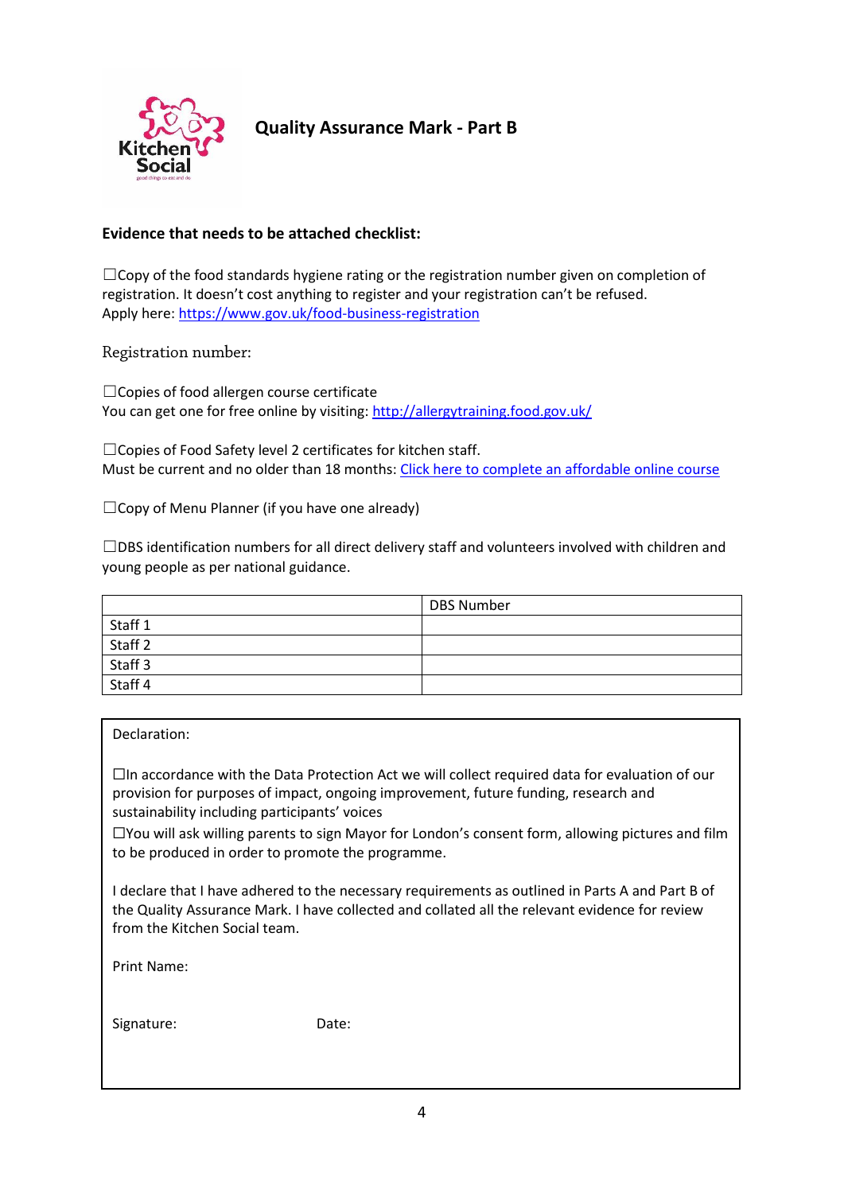# Quality Assurance Mark - Part B

**Evidence that needs to be attached checklist:**

☐Copy of the food standards hygiene rating or the registration number given on completion of registration. It doesn't cost anything to register and your registration can't be refused. Apply here: [https://www.gov.uk/food-business-registration](https://www.gov.uk/food-business-registration)

Registration number:

☐Copies of food allergen course certificate
You can get one for free online by visiting: [http://allergytraining.food.gov.uk/](http://allergytraining.food.gov.uk/)

☐Copies of Food Safety level 2 certificates for kitchen staff.
Must be current and no older than 18 months: Click here to complete an affordable online course

☐Copy of Menu Planner (if you have one already)

☐DBS identification numbers for all direct delivery staff and volunteers involved with children and young people as per national guidance.

| | DBS Number |
|---|---|
| Staff 1 | |
| Staff 2 | |
| Staff 3 | |
| Staff 4 | |

Declaration:

☐In accordance with the Data Protection Act we will collect required data for evaluation of our provision for purposes of impact, ongoing improvement, future funding, research and sustainability including participants' voices

☐You will ask willing parents to sign Mayor for London's consent form, allowing pictures and film to be produced in order to promote the programme.

I declare that I have adhered to the necessary requirements as outlined in Parts A and Part B of the Quality Assurance Mark. I have collected and collated all the relevant evidence for review from the Kitchen Social team.

Print Name:

Signature: Date: